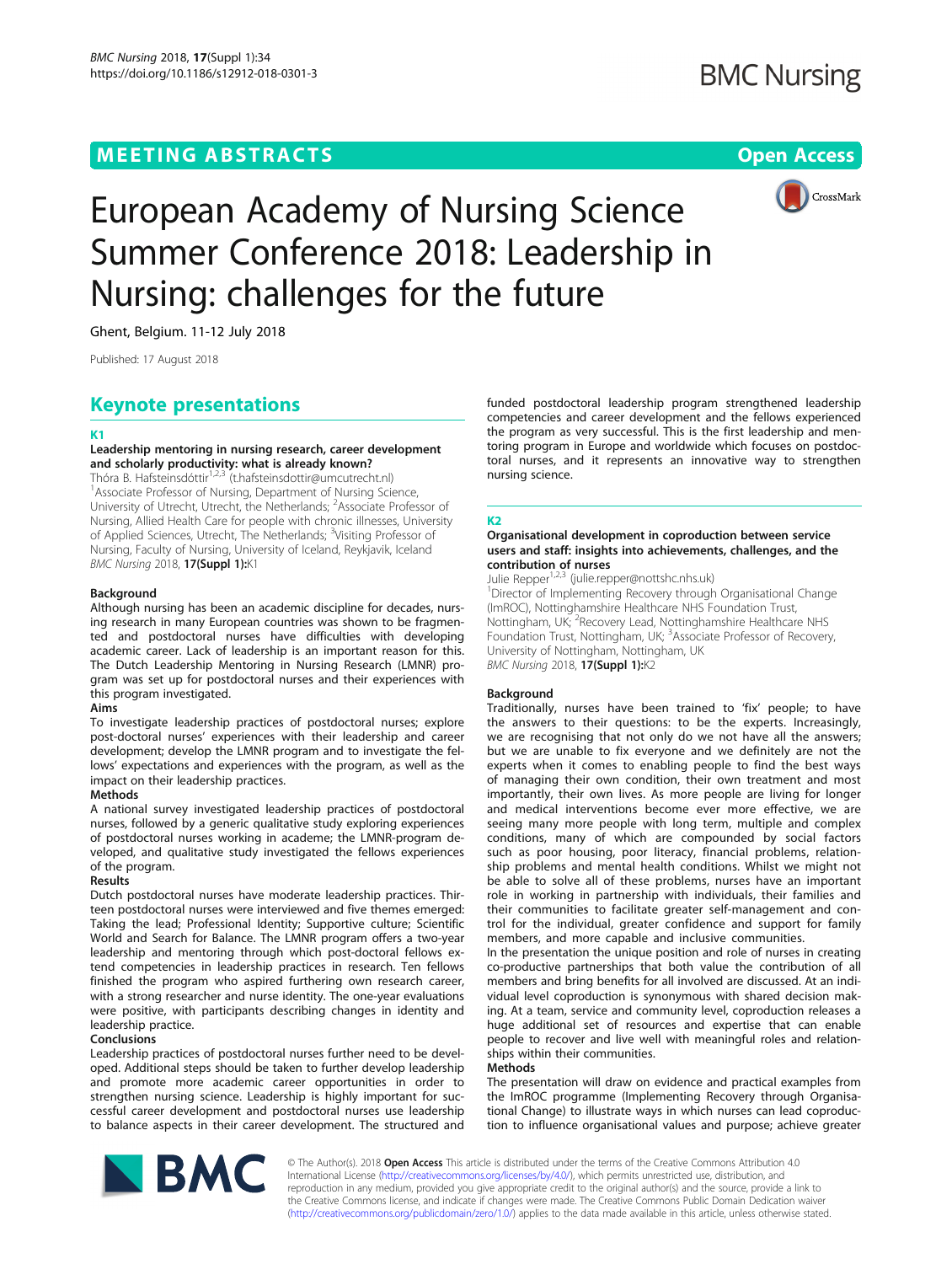# European Academy of Nursing Science Summer Conference 2018: Leadership in Nursing: challenges for the future

Ghent, Belgium. 11-12 July 2018

Published: 17 August 2018

## Keynote presentations

### K1

#### Leadership mentoring in nursing research, career development and scholarly productivity: what is already known?

Thóra B. Hafsteinsdóttir[1,2,3] (t.hafsteinsdottir@umcutrecht.nl)

[1]Associate Professor of Nursing, Department of Nursing Science, University of Utrecht, Utrecht, the Netherlands; [2]Associate Professor of Nursing, Allied Health Care for people with chronic illnesses, University of Applied Sciences, Utrecht, The Netherlands; [3]Visiting Professor of Nursing, Faculty of Nursing, University of Iceland, Reykjavik, Iceland

*BMC Nursing* 2018, **17(Suppl 1):**K1

**Background**

Although nursing has been an academic discipline for decades, nursing research in many European countries was shown to be fragmented and postdoctoral nurses have difficulties with developing academic career. Lack of leadership is an important reason for this. The Dutch Leadership Mentoring in Nursing Research (LMNR) program was set up for postdoctoral nurses and their experiences with this program investigated.

**Aims**

To investigate leadership practices of postdoctoral nurses; explore post-doctoral nurses' experiences with their leadership and career development; develop the LMNR program and to investigate the fellows' expectations and experiences with the program, as well as the impact on their leadership practices.

**Methods**

A national survey investigated leadership practices of postdoctoral nurses, followed by a generic qualitative study exploring experiences of postdoctoral nurses working in academe; the LMNR-program developed, and qualitative study investigated the fellows experiences of the program.

**Results**

Dutch postdoctoral nurses have moderate leadership practices. Thirteen postdoctoral nurses were interviewed and five themes emerged: Taking the lead; Professional Identity; Supportive culture; Scientific World and Search for Balance. The LMNR program offers a two-year leadership and mentoring through which post-doctoral fellows extend competencies in leadership practices in research. Ten fellows finished the program who aspired furthering own research career, with a strong researcher and nurse identity. The one-year evaluations were positive, with participants describing changes in identity and leadership practice.

**Conclusions**

Leadership practices of postdoctoral nurses further need to be developed. Additional steps should be taken to further develop leadership and promote more academic career opportunities in order to strengthen nursing science. Leadership is highly important for successful career development and postdoctoral nurses use leadership to balance aspects in their career development. The structured and funded postdoctoral leadership program strengthened leadership competencies and career development and the fellows experienced the program as very successful. This is the first leadership and mentoring program in Europe and worldwide which focuses on postdoctoral nurses, and it represents an innovative way to strengthen nursing science.

### K2

#### Organisational development in coproduction between service users and staff: insights into achievements, challenges, and the contribution of nurses

Julie Repper[1,2,3] (julie.repper@nottshc.nhs.uk)

[1]Director of Implementing Recovery through Organisational Change (ImROC), Nottinghamshire Healthcare NHS Foundation Trust, Nottingham, UK; [2]Recovery Lead, Nottinghamshire Healthcare NHS Foundation Trust, Nottingham, UK; [3]Associate Professor of Recovery, University of Nottingham, Nottingham, UK

*BMC Nursing* 2018, **17(Suppl 1):**K2

**Background**

Traditionally, nurses have been trained to 'fix' people; to have the answers to their questions: to be the experts. Increasingly, we are recognising that not only do we not have all the answers; but we are unable to fix everyone and we definitely are not the experts when it comes to enabling people to find the best ways of managing their own condition, their own treatment and most importantly, their own lives. As more people are living for longer and medical interventions become ever more effective, we are seeing many more people with long term, multiple and complex conditions, many of which are compounded by social factors such as poor housing, poor literacy, financial problems, relationship problems and mental health conditions. Whilst we might not be able to solve all of these problems, nurses have an important role in working in partnership with individuals, their families and their communities to facilitate greater self-management and control for the individual, greater confidence and support for family members, and more capable and inclusive communities.

In the presentation the unique position and role of nurses in creating co-productive partnerships that both value the contribution of all members and bring benefits for all involved are discussed. At an individual level coproduction is synonymous with shared decision making. At a team, service and community level, coproduction releases a huge additional set of resources and expertise that can enable people to recover and live well with meaningful roles and relationships within their communities.

**Methods**

The presentation will draw on evidence and practical examples from the ImROC programme (Implementing Recovery through Organisational Change) to illustrate ways in which nurses can lead coproduction to influence organisational values and purpose; achieve greater

© The Author(s). 2018 **Open Access** This article is distributed under the terms of the Creative Commons Attribution 4.0 International License (http://creativecommons.org/licenses/by/4.0/), which permits unrestricted use, distribution, and reproduction in any medium, provided you give appropriate credit to the original author(s) and the source, provide a link to the Creative Commons license, and indicate if changes were made. The Creative Commons Public Domain Dedication waiver (http://creativecommons.org/publicdomain/zero/1.0/) applies to the data made available in this article, unless otherwise stated.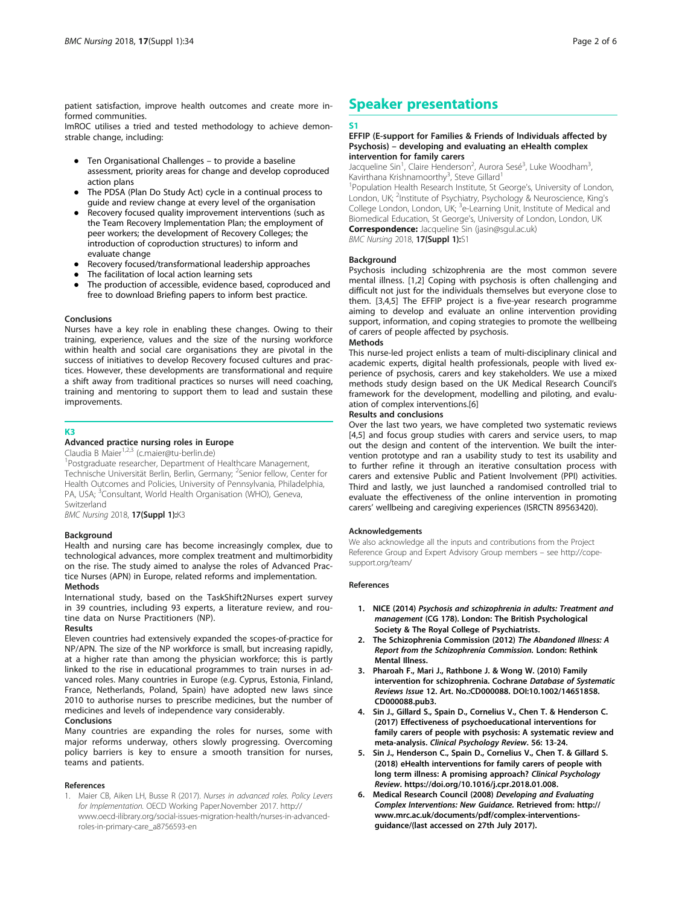patient satisfaction, improve health outcomes and create more informed communities.

ImROC utilises a tried and tested methodology to achieve demonstrable change, including:

- Ten Organisational Challenges – to provide a baseline assessment, priority areas for change and develop coproduced action plans
- The PDSA (Plan Do Study Act) cycle in a continual process to guide and review change at every level of the organisation
- Recovery focused quality improvement interventions (such as the Team Recovery Implementation Plan; the employment of peer workers; the development of Recovery Colleges; the introduction of coproduction structures) to inform and evaluate change
- Recovery focused/transformational leadership approaches
- The facilitation of local action learning sets
- The production of accessible, evidence based, coproduced and free to download Briefing papers to inform best practice.

#### Conclusions

Nurses have a key role in enabling these changes. Owing to their training, experience, values and the size of the nursing workforce within health and social care organisations they are pivotal in the success of initiatives to develop Recovery focused cultures and practices. However, these developments are transformational and require a shift away from traditional practices so nurses will need coaching, training and mentoring to support them to lead and sustain these improvements.

## K3

### Advanced practice nursing roles in Europe

Claudia B Maier[1,2,3] (c.maier@tu-berlin.de)

[1]Postgraduate researcher, Department of Healthcare Management, Technische Universität Berlin, Berlin, Germany; [2]Senior fellow, Center for Health Outcomes and Policies, University of Pennsylvania, Philadelphia, PA, USA; [3]Consultant, World Health Organisation (WHO), Geneva, Switzerland

*BMC Nursing* 2018, **17(Suppl 1):**K3

#### Background

Health and nursing care has become increasingly complex, due to technological advances, more complex treatment and multimorbidity on the rise. The study aimed to analyse the roles of Advanced Practice Nurses (APN) in Europe, related reforms and implementation.

#### Methods

International study, based on the TaskShift2Nurses expert survey in 39 countries, including 93 experts, a literature review, and routine data on Nurse Practitioners (NP).

#### Results

Eleven countries had extensively expanded the scopes-of-practice for NP/APN. The size of the NP workforce is small, but increasing rapidly, at a higher rate than among the physician workforce; this is partly linked to the rise in educational programmes to train nurses in advanced roles. Many countries in Europe (e.g. Cyprus, Estonia, Finland, France, Netherlands, Poland, Spain) have adopted new laws since 2010 to authorise nurses to prescribe medicines, but the number of medicines and levels of independence vary considerably.

#### Conclusions

Many countries are expanding the roles for nurses, some with major reforms underway, others slowly progressing. Overcoming policy barriers is key to ensure a smooth transition for nurses, teams and patients.

#### References

1. Maier CB, Aiken LH, Busse R (2017). *Nurses in advanced roles. Policy Levers for Implementation.* OECD Working Paper.November 2017. http://www.oecd-ilibrary.org/social-issues-migration-health/nurses-in-advanced-roles-in-primary-care_a8756593-en

# Speaker presentations

## S1

### EFFIP (E-support for Families & Friends of Individuals affected by Psychosis) – developing and evaluating an eHealth complex intervention for family carers

Jacqueline Sin[1], Claire Henderson[2], Aurora Sesé[3], Luke Woodham[3], Kavirthana Krishnamoorthy[3], Steve Gillard[1]

[1]Population Health Research Institute, St George's, University of London, London, UK; [2]Institute of Psychiatry, Psychology & Neuroscience, King's College London, London, UK; [3]e-Learning Unit, Institute of Medical and Biomedical Education, St George's, University of London, London, UK

**Correspondence:** Jacqueline Sin (jasin@sgul.ac.uk)

*BMC Nursing* 2018, **17(Suppl 1):**S1

#### Background

Psychosis including schizophrenia are the most common severe mental illness. [1,2] Coping with psychosis is often challenging and difficult not just for the individuals themselves but everyone close to them. [3,4,5] The EFFIP project is a five-year research programme aiming to develop and evaluate an online intervention providing support, information, and coping strategies to promote the wellbeing of carers of people affected by psychosis.

#### Methods

This nurse-led project enlists a team of multi-disciplinary clinical and academic experts, digital health professionals, people with lived experience of psychosis, carers and key stakeholders. We use a mixed methods study design based on the UK Medical Research Council's framework for the development, modelling and piloting, and evaluation of complex interventions.[6]

#### Results and conclusions

Over the last two years, we have completed two systematic reviews [4,5] and focus group studies with carers and service users, to map out the design and content of the intervention. We built the intervention prototype and ran a usability study to test its usability and to further refine it through an iterative consultation process with carers and extensive Public and Patient Involvement (PPI) activities. Third and lastly, we just launched a randomised controlled trial to evaluate the effectiveness of the online intervention in promoting carers' wellbeing and caregiving experiences (ISRCTN 89563420).

#### Acknowledgements

We also acknowledge all the inputs and contributions from the Project Reference Group and Expert Advisory Group members – see http://cope-support.org/team/

#### References

1. **NICE (2014) *Psychosis and schizophrenia in adults: Treatment and management* (CG 178). London: The British Psychological Society & The Royal College of Psychiatrists.**
2. **The Schizophrenia Commission (2012) *The Abandoned Illness: A Report from the Schizophrenia Commission.* London: Rethink Mental Illness.**
3. **Pharoah F., Mari J., Rathbone J. & Wong W. (2010) Family intervention for schizophrenia. Cochrane *Database of Systematic Reviews Issue* 12. Art. No.:CD000088. DOI:10.1002/14651858.CD000088.pub3.**
4. **Sin J., Gillard S., Spain D., Cornelius V., Chen T. & Henderson C. (2017) Effectiveness of psychoeducational interventions for family carers of people with psychosis: A systematic review and meta-analysis. *Clinical Psychology Review*. 56: 13-24.**
5. **Sin J., Henderson C., Spain D., Cornelius V., Chen T. & Gillard S. (2018) eHealth interventions for family carers of people with long term illness: A promising approach? *Clinical Psychology Review*. https://doi.org/10.1016/j.cpr.2018.01.008.**
6. **Medical Research Council (2008) *Developing and Evaluating Complex Interventions: New Guidance.* Retrieved from: http://www.mrc.ac.uk/documents/pdf/complex-interventions-guidance/(last accessed on 27th July 2017).**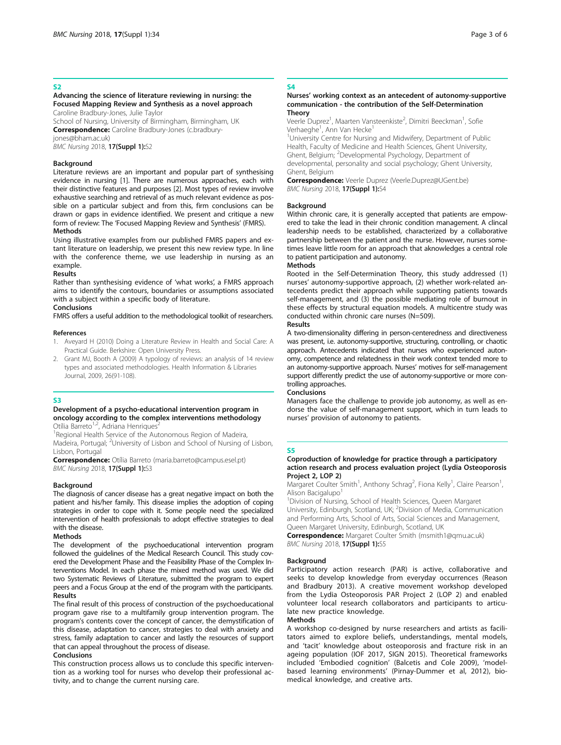## S2

### Advancing the science of literature reviewing in nursing: the Focused Mapping Review and Synthesis as a novel approach

Caroline Bradbury-Jones, Julie Taylor

School of Nursing, University of Birmingham, Birmingham, UK

**Correspondence:** Caroline Bradbury-Jones (c.bradbury-jones@bham.ac.uk)

*BMC Nursing* 2018, **17(Suppl 1):**S2

#### Background

Literature reviews are an important and popular part of synthesising evidence in nursing [1]. There are numerous approaches, each with their distinctive features and purposes [2]. Most types of review involve exhaustive searching and retrieval of as much relevant evidence as possible on a particular subject and from this, firm conclusions can be drawn or gaps in evidence identified. We present and critique a new form of review: The 'Focused Mapping Review and Synthesis' (FMRS).

#### Methods

Using illustrative examples from our published FMRS papers and extant literature on leadership, we present this new review type. In line with the conference theme, we use leadership in nursing as an example.

#### Results

Rather than synthesising evidence of 'what works', a FMRS approach aims to identify the contours, boundaries or assumptions associated with a subject within a specific body of literature.

#### Conclusions

FMRS offers a useful addition to the methodological toolkit of researchers.

#### References

1. Aveyard H (2010) Doing a Literature Review in Health and Social Care: A Practical Guide. Berkshire: Open University Press.
2. Grant MJ, Booth A (2009) A typology of reviews: an analysis of 14 review types and associated methodologies. Health Information & Libraries Journal, 2009, 26(91-108).

## S3

### Development of a psycho-educational intervention program in oncology according to the complex interventions methodology

Otília Barreto[1,2], Adriana Henriques[2]

[1]Regional Health Service of the Autonomous Region of Madeira, Madeira, Portugal; [2]University of Lisbon and School of Nursing of Lisbon, Lisbon, Portugal

**Correspondence:** Otília Barreto (maria.barreto@campus.esel.pt)

*BMC Nursing* 2018, **17(Suppl 1):**S3

#### Background

The diagnosis of cancer disease has a great negative impact on both the patient and his/her family. This disease implies the adoption of coping strategies in order to cope with it. Some people need the specialized intervention of health professionals to adopt effective strategies to deal with the disease.

#### Methods

The development of the psychoeducational intervention program followed the guidelines of the Medical Research Council. This study covered the Development Phase and the Feasibility Phase of the Complex Interventions Model. In each phase the mixed method was used. We did two Systematic Reviews of Literature, submitted the program to expert peers and a Focus Group at the end of the program with the participants.

#### Results

The final result of this process of construction of the psychoeducational program gave rise to a multifamily group intervention program. The program's contents cover the concept of cancer, the demystification of this disease, adaptation to cancer, strategies to deal with anxiety and stress, family adaptation to cancer and lastly the resources of support that can appeal throughout the process of disease.

#### Conclusions

This construction process allows us to conclude this specific intervention as a working tool for nurses who develop their professional activity, and to change the current nursing care.

## S4

### Nurses' working context as an antecedent of autonomy-supportive communication - the contribution of the Self-Determination Theory

Veerle Duprez[1], Maarten Vansteenkiste[2], Dimitri Beeckman[1], Sofie Verhaeghe[1], Ann Van Hecke[1]

[1]University Centre for Nursing and Midwifery, Department of Public Health, Faculty of Medicine and Health Sciences, Ghent University, Ghent, Belgium; [2]Developmental Psychology, Department of developmental, personality and social psychology; Ghent University, Ghent, Belgium

**Correspondence:** Veerle Duprez (Veerle.Duprez@UGent.be)

*BMC Nursing* 2018, **17(Suppl 1):**S4

#### Background

Within chronic care, it is generally accepted that patients are empowered to take the lead in their chronic condition management. A clincal leadership needs to be established, characterized by a collaborative partnership between the patient and the nurse. However, nurses sometimes leave little room for an approach that aknowledges a central role to patient participation and autonomy.

#### Methods

Rooted in the Self-Determination Theory, this study addressed (1) nurses' autonomy-supportive approach, (2) whether work-related antecedents predict their approach while supporting patients towards self-management, and (3) the possible mediating role of burnout in these effects by structural equation models. A multicentre study was conducted within chronic care nurses (N=509).

#### Results

A two-dimensionality differing in person-centeredness and directiveness was present, i.e. autonomy-supportive, structuring, controlling, or chaotic approach. Antecedents indicated that nurses who experienced autonomy, competence and relatedness in their work context tended more to an autonomy-supportive approach. Nurses' motives for self-management support differently predict the use of autonomy-supportive or more controlling approaches.

#### Conclusions

Managers face the challenge to provide job autonomy, as well as endorse the value of self-management support, which in turn leads to nurses' provision of autonomy to patients.

## S5

### Coproduction of knowledge for practice through a participatory action research and process evaluation project (Lydia Osteoporosis Project 2, LOP 2)

Margaret Coulter Smith[1], Anthony Schrag[2], Fiona Kelly[1], Claire Pearson[1], Alison Bacigalupo[1]

[1]Division of Nursing, School of Health Sciences, Queen Margaret University, Edinburgh, Scotland, UK; [2]Division of Media, Communication and Performing Arts, School of Arts, Social Sciences and Management, Queen Margaret University, Edinburgh, Scotland, UK

**Correspondence:** Margaret Coulter Smith (msmith1@qmu.ac.uk)

*BMC Nursing* 2018, **17(Suppl 1):**S5

#### Background

Participatory action research (PAR) is active, collaborative and seeks to develop knowledge from everyday occurrences (Reason and Bradbury 2013). A creative movement workshop developed from the Lydia Osteoporosis PAR Project 2 (LOP 2) and enabled volunteer local research collaborators and participants to articulate new practice knowledge.

#### Methods

A workshop co-designed by nurse researchers and artists as facilitators aimed to explore beliefs, understandings, mental models, and 'tacit' knowledge about osteoporosis and fracture risk in an ageing population (IOF 2017, SIGN 2015). Theoretical frameworks included 'Embodied cognition' (Balcetis and Cole 2009), 'model-based learning environments' (Pirnay-Dummer et al, 2012), biomedical knowledge, and creative arts.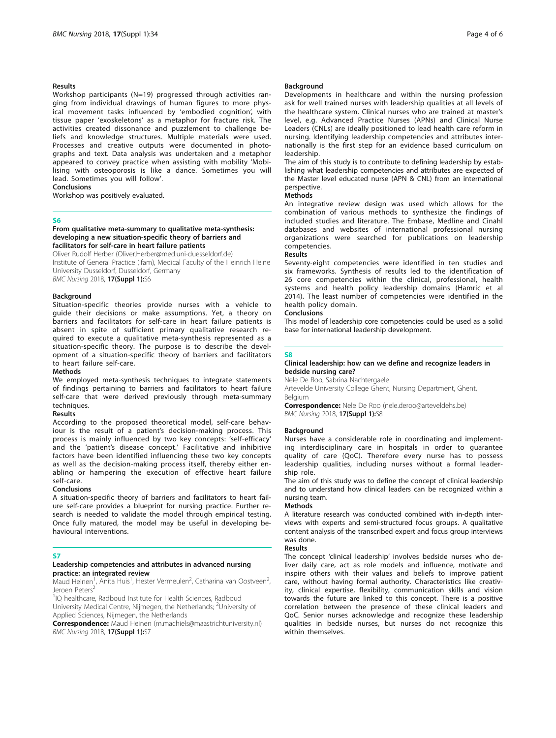#### Results

Workshop participants (N=19) progressed through activities ranging from individual drawings of human figures to more physical movement tasks influenced by 'embodied cognition', with tissue paper 'exoskeletons' as a metaphor for fracture risk. The activities created dissonance and puzzlement to challenge beliefs and knowledge structures. Multiple materials were used. Processes and creative outputs were documented in photographs and text. Data analysis was undertaken and a metaphor appeared to convey practice when assisting with mobility 'Mobilising with osteoporosis is like a dance. Sometimes you will lead. Sometimes you will follow'.

#### Conclusions

Workshop was positively evaluated.

## S6

### From qualitative meta-summary to qualitative meta-synthesis: developing a new situation-specific theory of barriers and facilitators for self-care in heart failure patients

Oliver Rudolf Herber (Oliver.Herber@med.uni-duesseldorf.de)

Institute of General Practice (ifam), Medical Faculty of the Heinrich Heine University Dusseldorf, Dusseldorf, Germany

*BMC Nursing* 2018, **17(Suppl 1):**S6

#### Background

Situation-specific theories provide nurses with a vehicle to guide their decisions or make assumptions. Yet, a theory on barriers and facilitators for self-care in heart failure patients is absent in spite of sufficient primary qualitative research required to execute a qualitative meta-synthesis represented as a situation-specific theory. The purpose is to describe the development of a situation-specific theory of barriers and facilitators to heart failure self-care.

#### Methods

We employed meta-synthesis techniques to integrate statements of findings pertaining to barriers and facilitators to heart failure self-care that were derived previously through meta-summary techniques.

#### Results

According to the proposed theoretical model, self-care behaviour is the result of a patient's decision-making process. This process is mainly influenced by two key concepts: 'self-efficacy' and the 'patient's disease concept.' Facilitative and inhibitive factors have been identified influencing these two key concepts as well as the decision-making process itself, thereby either enabling or hampering the execution of effective heart failure self-care.

#### Conclusions

A situation-specific theory of barriers and facilitators to heart failure self-care provides a blueprint for nursing practice. Further research is needed to validate the model through empirical testing. Once fully matured, the model may be useful in developing behavioural interventions.

## S7

### Leadership competencies and attributes in advanced nursing practice: an integrated review

Maud Heinen[1], Anita Huis[1], Hester Vermeulen[2], Catharina van Oostveen[2], Jeroen Peters[2]

[1]IQ healthcare, Radboud Institute for Health Sciences, Radboud University Medical Centre, Nijmegen, the Netherlands; [2]University of Applied Sciences, Nijmegen, the Netherlands

**Correspondence:** Maud Heinen (m.machiels@maastrichtuniversity.nl)

*BMC Nursing* 2018, **17(Suppl 1):**S7

#### Background

Developments in healthcare and within the nursing profession ask for well trained nurses with leadership qualities at all levels of the healthcare system. Clinical nurses who are trained at master's level, e.g. Advanced Practice Nurses (APNs) and Clinical Nurse Leaders (CNLs) are ideally positioned to lead health care reform in nursing. Identifying leadership competencies and attributes internationally is the first step for an evidence based curriculum on leadership.

The aim of this study is to contribute to defining leadership by establishing what leadership competencies and attributes are expected of the Master level educated nurse (APN & CNL) from an international perspective.

#### Methods

An integrative review design was used which allows for the combination of various methods to synthesize the findings of included studies and literature. The Embase, Medline and Cinahl databases and websites of international professional nursing organizations were searched for publications on leadership competencies.

#### Results

Seventy-eight competencies were identified in ten studies and six frameworks. Synthesis of results led to the identification of 26 core competencies within the clinical, professional, health systems and health policy leadership domains (Hamric et al 2014). The least number of competencies were identified in the health policy domain.

#### Conclusions

This model of leadership core competencies could be used as a solid base for international leadership development.

## S8

### Clinical leadership: how can we define and recognize leaders in bedside nursing care?

Nele De Roo, Sabrina Nachtergaele

Artevelde University College Ghent, Nursing Department, Ghent, Belgium

**Correspondence:** Nele De Roo (nele.deroo@arteveldehs.be)

*BMC Nursing* 2018, **17(Suppl 1):**S8

#### Background

Nurses have a considerable role in coordinating and implementing interdisciplinary care in hospitals in order to guarantee quality of care (QoC). Therefore every nurse has to possess leadership qualities, including nurses without a formal leadership role.

The aim of this study was to define the concept of clinical leadership and to understand how clinical leaders can be recognized within a nursing team.

#### Methods

A literature research was conducted combined with in-depth interviews with experts and semi-structured focus groups. A qualitative content analysis of the transcribed expert and focus group interviews was done.

#### Results

The concept 'clinical leadership' involves bedside nurses who deliver daily care, act as role models and influence, motivate and inspire others with their values and beliefs to improve patient care, without having formal authority. Characteristics like creativity, clinical expertise, flexibility, communication skills and vision towards the future are linked to this concept. There is a positive correlation between the presence of these clinical leaders and QoC. Senior nurses acknowledge and recognize these leadership qualities in bedside nurses, but nurses do not recognize this within themselves.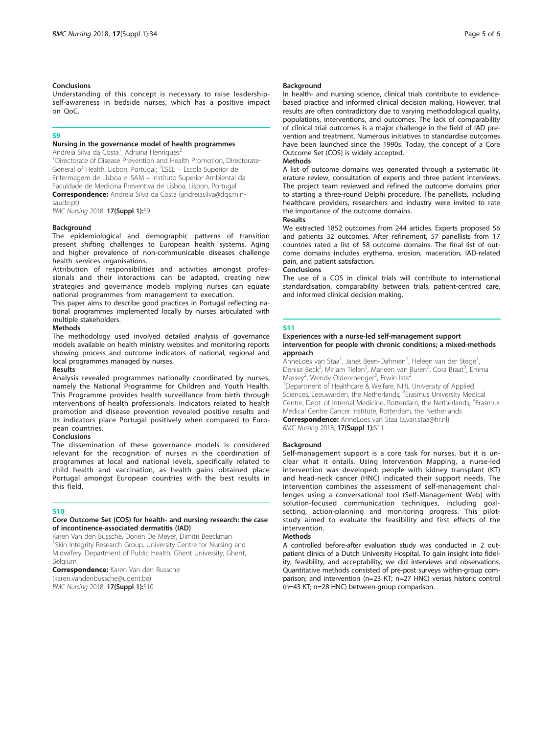#### Conclusions

Understanding of this concept is necessary to raise leadership-self-awareness in bedside nurses, which has a positive impact on QoC.

## S9

### Nursing in the governance model of health programmes

Andreia Silva da Costa[1], Adriana Henriques[2]

[1]Directorate of Disease Prevention and Health Promotion, Directorate-General of Health, Lisbon, Portugal; [2]ESEL – Escola Superior de Enfermagem de Lisboa e ISAM – Instituto Superior Ambiental da Faculdade de Medicina Preventiva de Lisboa, Lisbon, Portugal

**Correspondence:** Andreia Silva da Costa (andreiasilva@dgs.min-saude.pt)

*BMC Nursing* 2018, **17(Suppl 1):**S9

#### Background

The epidemiological and demographic patterns of transition present shifting challenges to European health systems. Aging and higher prevalence of non-communicable diseases challenge health services organisations.

Attribution of responsibilities and activities amongst professionals and their interactions can be adapted, creating new strategies and governance models implying nurses can equate national programmes from management to execution.

This paper aims to describe good practices in Portugal reflecting national programmes implemented locally by nurses articulated with multiple stakeholders.

#### Methods

The methodology used involved detailed analysis of governance models available on health ministry websites and monitoring reports showing process and outcome indicators of national, regional and local programmes managed by nurses.

#### Results

Analysis revealed programmes nationally coordinated by nurses, namely the National Programme for Children and Youth Health. This Programme provides health surveillance from birth through interventions of health professionals. Indicators related to health promotion and disease prevention revealed positive results and its indicators place Portugal positively when compared to European countries.

#### Conclusions

The dissemination of these governance models is considered relevant for the recognition of nurses in the coordination of programmes at local and national levels, specifically related to child health and vaccination, as health gains obtained place Portugal amongst European countries with the best results in this field.

## S10

### Core Outcome Set (COS) for health- and nursing research: the case of incontinence-associated dermatitis (IAD)

Karen Van den Bussche, Dorien De Meyer, Dimitri Beeckman

[1]Skin Integrity Research Group, University Centre for Nursing and Midwifery, Department of Public Health, Ghent University, Ghent, Belgium

**Correspondence:** Karen Van den Bussche (karen.vandenbussche@ugent.be)

*BMC Nursing* 2018, **17(Suppl 1):**S10

#### Background

In health- and nursing science, clinical trials contribute to evidence-based practice and informed clinical decision making. However, trial results are often contradictory due to varying methodological quality, populations, interventions, and outcomes. The lack of comparability of clinical trial outcomes is a major challenge in the field of IAD prevention and treatment. Numerous initiatives to standardise outcomes have been launched since the 1990s. Today, the concept of a Core Outcome Set (COS) is widely accepted.

#### Methods

A list of outcome domains was generated through a systematic literature review, consultation of experts and three patient interviews. The project team reviewed and refined the outcome domains prior to starting a three-round Delphi procedure. The panellists, including healthcare providers, researchers and industry were invited to rate the importance of the outcome domains.

#### Results

We extracted 1852 outcomes from 244 articles. Experts proposed 56 and patients 32 outcomes. After refinement, 57 panellists from 17 countries rated a list of 58 outcome domains. The final list of outcome domains includes erythema, erosion, maceration, IAD-related pain, and patient satisfaction.

#### Conclusions

The use of a COS in clinical trials will contribute to international standardisation, comparability between trials, patient-centred care, and informed clinical decision making.

## S11

### Experiences with a nurse-led self-management support intervention for people with chronic conditions; a mixed-methods approach

AnneLoes van Staa[1], Janet Been-Dahmen[1], Heleen van der Stege[1], Denise Beck[2], Mirjam Tielen[2], Marleen van Buren[2], Cora Braat[3], Emma Massey[2], Wendy Oldenmenger[3], Erwin Ista[2]

[1]Department of Healthcare & Welfare, NHL University of Applied Sciences, Leeuwarden, the Netherlands; [2]Erasmus University Medical Centre, Dept. of Internal Medicine, Rotterdam, the Netherlands; [3]Erasmus Medical Centre Cancer Institute, Rotterdam, the Netherlands

**Correspondence:** AnneLoes van Staa (a.van.staa@hr.nl)

*BMC Nursing* 2018, **17(Suppl 1):**S11

#### Background

Self-management support is a core task for nurses, but it is unclear what it entails. Using Intervention Mapping, a nurse-led intervention was developed: people with kidney transplant (KT) and head-neck cancer (HNC) indicated their support needs. The intervention combines the assessment of self-management challenges using a conversational tool (Self-Management Web) with solution-focused communication techniques, including goal-setting, action-planning and monitoring progress. This pilot-study aimed to evaluate the feasibility and first effects of the intervention.

#### Methods

A controlled before-after evaluation study was conducted in 2 outpatient clinics of a Dutch University Hospital. To gain insight into fidelity, feasibility, and acceptability, we did interviews and observations. Quantitative methods consisted of pre-post surveys within-group comparison; and intervention (n=23 KT; n=27 HNC) versus historic control (n=43 KT; n=28 HNC) between-group comparison.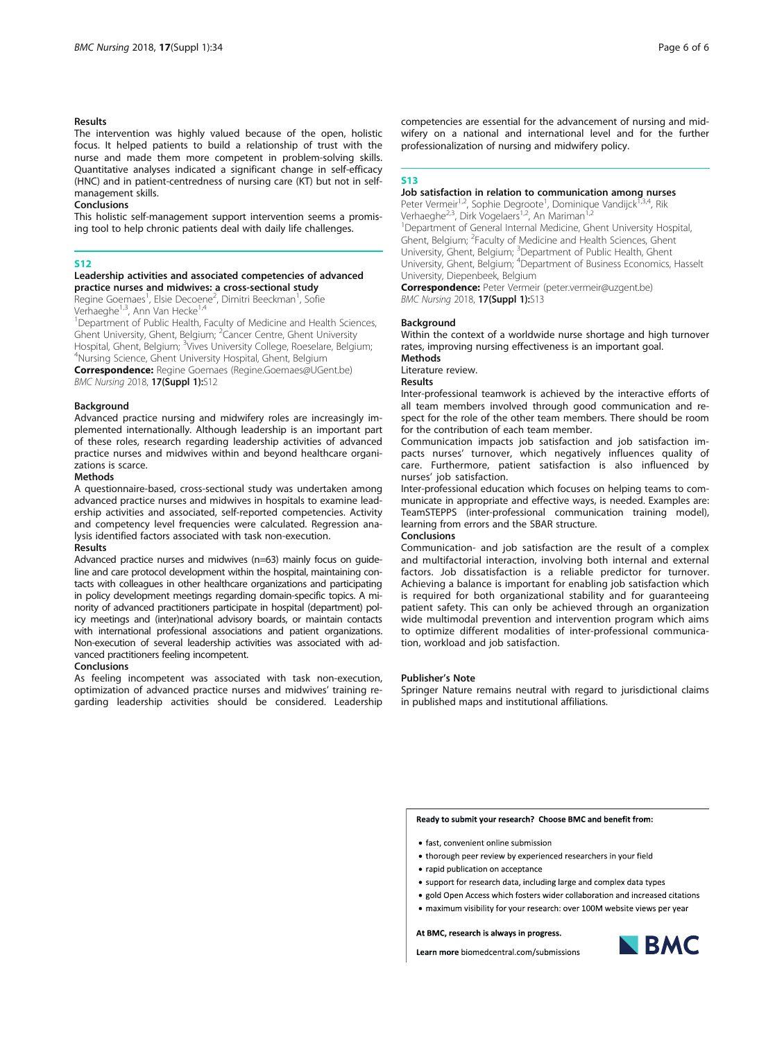### Results

The intervention was highly valued because of the open, holistic focus. It helped patients to build a relationship of trust with the nurse and made them more competent in problem-solving skills. Quantitative analyses indicated a significant change in self-efficacy (HNC) and in patient-centredness of nursing care (KT) but not in self-management skills.

### Conclusions

This holistic self-management support intervention seems a promising tool to help chronic patients deal with daily life challenges.

## S12

### Leadership activities and associated competencies of advanced practice nurses and midwives: a cross-sectional study

Regine Goemaes[1], Elsie Decoene[2], Dimitri Beeckman[1], Sofie Verhaeghe[1,3], Ann Van Hecke[1,4]

[1]Department of Public Health, Faculty of Medicine and Health Sciences, Ghent University, Ghent, Belgium; [2]Cancer Centre, Ghent University Hospital, Ghent, Belgium; [3]Vives University College, Roeselare, Belgium; [4]Nursing Science, Ghent University Hospital, Ghent, Belgium

**Correspondence:** Regine Goemaes (Regine.Goemaes@UGent.be)

*BMC Nursing* 2018, **17(Suppl 1):**S12

### Background

Advanced practice nursing and midwifery roles are increasingly implemented internationally. Although leadership is an important part of these roles, research regarding leadership activities of advanced practice nurses and midwives within and beyond healthcare organizations is scarce.

### Methods

A questionnaire-based, cross-sectional study was undertaken among advanced practice nurses and midwives in hospitals to examine leadership activities and associated, self-reported competencies. Activity and competency level frequencies were calculated. Regression analysis identified factors associated with task non-execution.

### Results

Advanced practice nurses and midwives (n=63) mainly focus on guideline and care protocol development within the hospital, maintaining contacts with colleagues in other healthcare organizations and participating in policy development meetings regarding domain-specific topics. A minority of advanced practitioners participate in hospital (department) policy meetings and (inter)national advisory boards, or maintain contacts with international professional associations and patient organizations. Non-execution of several leadership activities was associated with advanced practitioners feeling incompetent.

### Conclusions

As feeling incompetent was associated with task non-execution, optimization of advanced practice nurses and midwives' training regarding leadership activities should be considered. Leadership competencies are essential for the advancement of nursing and midwifery on a national and international level and for the further professionalization of nursing and midwifery policy.

## S13

### Job satisfaction in relation to communication among nurses

Peter Vermeir[1,2], Sophie Degroote[1], Dominique Vandijck[1,3,4], Rik Verhaeghe[2,3], Dirk Vogelaers[1,2], An Mariman[1,2]

[1]Department of General Internal Medicine, Ghent University Hospital, Ghent, Belgium; [2]Faculty of Medicine and Health Sciences, Ghent University, Ghent, Belgium; [3]Department of Public Health, Ghent University, Ghent, Belgium; [4]Department of Business Economics, Hasselt University, Diepenbeek, Belgium

**Correspondence:** Peter Vermeir (peter.vermeir@uzgent.be)

*BMC Nursing* 2018, **17(Suppl 1):**S13

### Background

Within the context of a worldwide nurse shortage and high turnover rates, improving nursing effectiveness is an important goal.

### Methods

Literature review.

### Results

Inter-professional teamwork is achieved by the interactive efforts of all team members involved through good communication and respect for the role of the other team members. There should be room for the contribution of each team member.

Communication impacts job satisfaction and job satisfaction impacts nurses' turnover, which negatively influences quality of care. Furthermore, patient satisfaction is also influenced by nurses' job satisfaction.

Inter-professional education which focuses on helping teams to communicate in appropriate and effective ways, is needed. Examples are: TeamSTEPPS (inter-professional communication training model), learning from errors and the SBAR structure.

### Conclusions

Communication- and job satisfaction are the result of a complex and multifactorial interaction, involving both internal and external factors. Job dissatisfaction is a reliable predictor for turnover. Achieving a balance is important for enabling job satisfaction which is required for both organizational stability and for guaranteeing patient safety. This can only be achieved through an organization wide multimodal prevention and intervention program which aims to optimize different modalities of inter-professional communication, workload and job satisfaction.

### Publisher's Note

Springer Nature remains neutral with regard to jurisdictional claims in published maps and institutional affiliations.

**Ready to submit your research? Choose BMC and benefit from:**

- fast, convenient online submission
- thorough peer review by experienced researchers in your field
- rapid publication on acceptance
- support for research data, including large and complex data types
- gold Open Access which fosters wider collaboration and increased citations
- maximum visibility for your research: over 100M website views per year

**At BMC, research is always in progress.**

**Learn more** biomedcentral.com/submissions

BMC